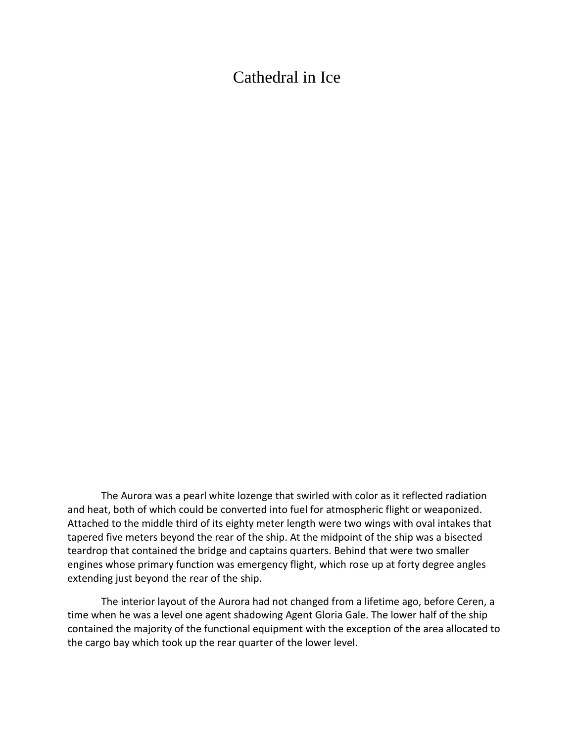# Cathedral in Ice

The Aurora was a pearl white lozenge that swirled with color as it reflected radiation and heat, both of which could be converted into fuel for atmospheric flight or weaponized. Attached to the middle third of its eighty meter length were two wings with oval intakes that tapered five meters beyond the rear of the ship. At the midpoint of the ship was a bisected teardrop that contained the bridge and captains quarters. Behind that were two smaller engines whose primary function was emergency flight, which rose up at forty degree angles extending just beyond the rear of the ship.

The interior layout of the Aurora had not changed from a lifetime ago, before Ceren, a time when he was a level one agent shadowing Agent Gloria Gale. The lower half of the ship contained the majority of the functional equipment with the exception of the area allocated to the cargo bay which took up the rear quarter of the lower level.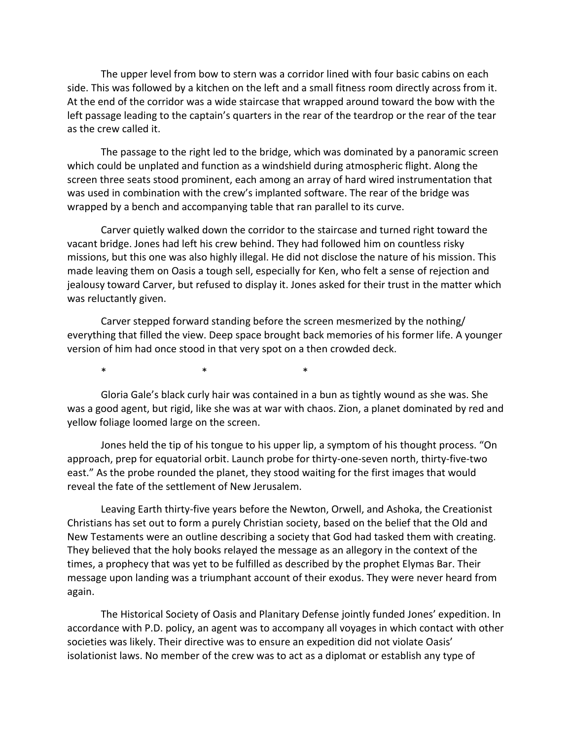The upper level from bow to stern was a corridor lined with four basic cabins on each side. This was followed by a kitchen on the left and a small fitness room directly across from it. At the end of the corridor was a wide staircase that wrapped around toward the bow with the left passage leading to the captain's quarters in the rear of the teardrop or the rear of the tear as the crew called it.

The passage to the right led to the bridge, which was dominated by a panoramic screen which could be unplated and function as a windshield during atmospheric flight. Along the screen three seats stood prominent, each among an array of hard wired instrumentation that was used in combination with the crew's implanted software. The rear of the bridge was wrapped by a bench and accompanying table that ran parallel to its curve.

Carver quietly walked down the corridor to the staircase and turned right toward the vacant bridge. Jones had left his crew behind. They had followed him on countless risky missions, but this one was also highly illegal. He did not disclose the nature of his mission. This made leaving them on Oasis a tough sell, especially for Ken, who felt a sense of rejection and jealousy toward Carver, but refused to display it. Jones asked for their trust in the matter which was reluctantly given.

Carver stepped forward standing before the screen mesmerized by the nothing/ everything that filled the view. Deep space brought back memories of his former life. A younger version of him had once stood in that very spot on a then crowded deck.

\* \* \*

Gloria Gale's black curly hair was contained in a bun as tightly wound as she was. She was a good agent, but rigid, like she was at war with chaos. Zion, a planet dominated by red and yellow foliage loomed large on the screen.

Jones held the tip of his tongue to his upper lip, a symptom of his thought process. "On approach, prep for equatorial orbit. Launch probe for thirty-one-seven north, thirty-five-two east." As the probe rounded the planet, they stood waiting for the first images that would reveal the fate of the settlement of New Jerusalem.

Leaving Earth thirty-five years before the Newton, Orwell, and Ashoka, the Creationist Christians has set out to form a purely Christian society, based on the belief that the Old and New Testaments were an outline describing a society that God had tasked them with creating. They believed that the holy books relayed the message as an allegory in the context of the times, a prophecy that was yet to be fulfilled as described by the prophet Elymas Bar. Their message upon landing was a triumphant account of their exodus. They were never heard from again.

The Historical Society of Oasis and Planitary Defense jointly funded Jones' expedition. In accordance with P.D. policy, an agent was to accompany all voyages in which contact with other societies was likely. Their directive was to ensure an expedition did not violate Oasis' isolationist laws. No member of the crew was to act as a diplomat or establish any type of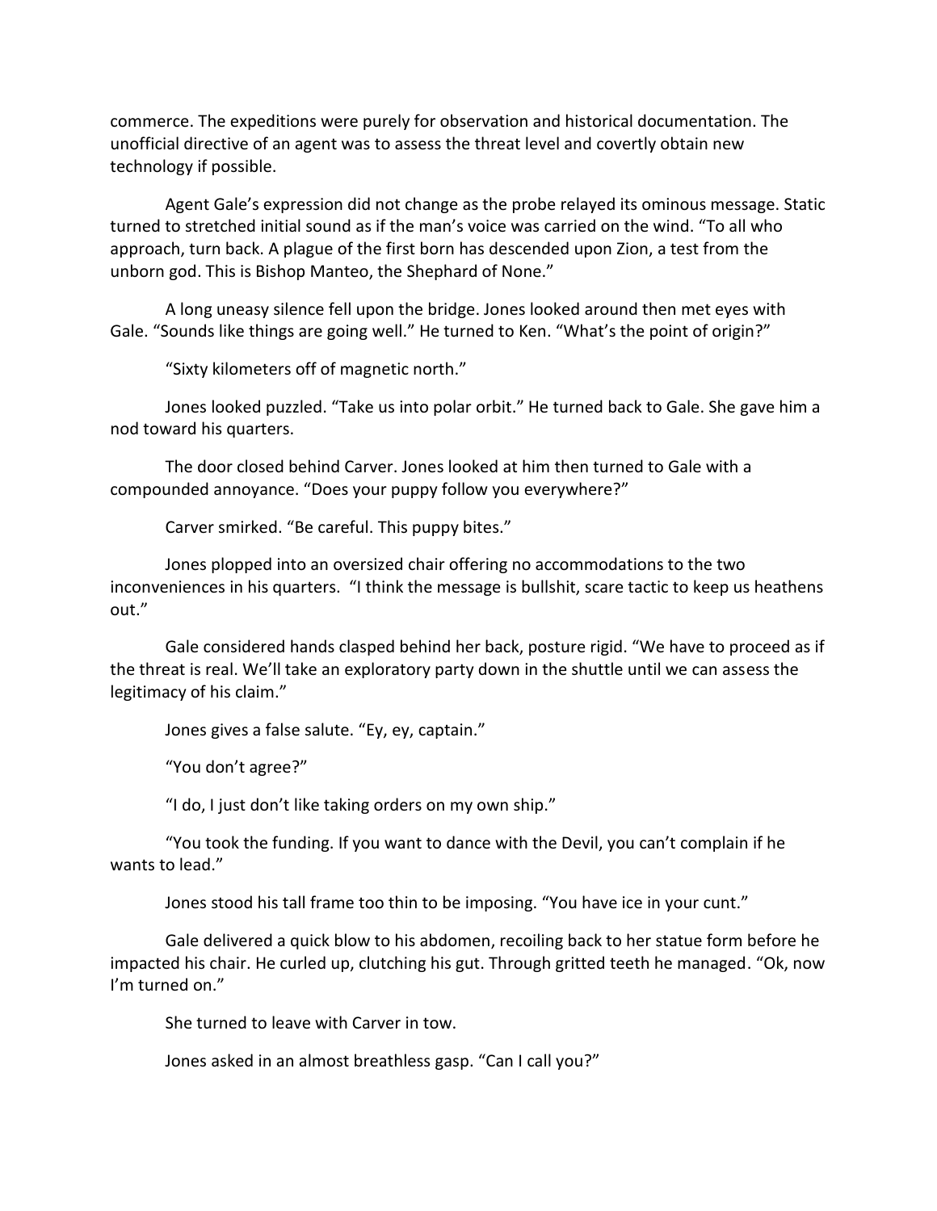commerce. The expeditions were purely for observation and historical documentation. The unofficial directive of an agent was to assess the threat level and covertly obtain new technology if possible.

Agent Gale's expression did not change as the probe relayed its ominous message. Static turned to stretched initial sound as if the man's voice was carried on the wind. "To all who approach, turn back. A plague of the first born has descended upon Zion, a test from the unborn god. This is Bishop Manteo, the Shephard of None."

A long uneasy silence fell upon the bridge. Jones looked around then met eyes with Gale. "Sounds like things are going well." He turned to Ken. "What's the point of origin?"

"Sixty kilometers off of magnetic north."

Jones looked puzzled. "Take us into polar orbit." He turned back to Gale. She gave him a nod toward his quarters.

The door closed behind Carver. Jones looked at him then turned to Gale with a compounded annoyance. "Does your puppy follow you everywhere?"

Carver smirked. "Be careful. This puppy bites."

Jones plopped into an oversized chair offering no accommodations to the two inconveniences in his quarters. "I think the message is bullshit, scare tactic to keep us heathens out."

Gale considered hands clasped behind her back, posture rigid. "We have to proceed as if the threat is real. We'll take an exploratory party down in the shuttle until we can assess the legitimacy of his claim."

Jones gives a false salute. "Ey, ey, captain."

"You don't agree?"

"I do, I just don't like taking orders on my own ship."

"You took the funding. If you want to dance with the Devil, you can't complain if he wants to lead."

Jones stood his tall frame too thin to be imposing. "You have ice in your cunt."

Gale delivered a quick blow to his abdomen, recoiling back to her statue form before he impacted his chair. He curled up, clutching his gut. Through gritted teeth he managed. "Ok, now I'm turned on."

She turned to leave with Carver in tow.

Jones asked in an almost breathless gasp. "Can I call you?"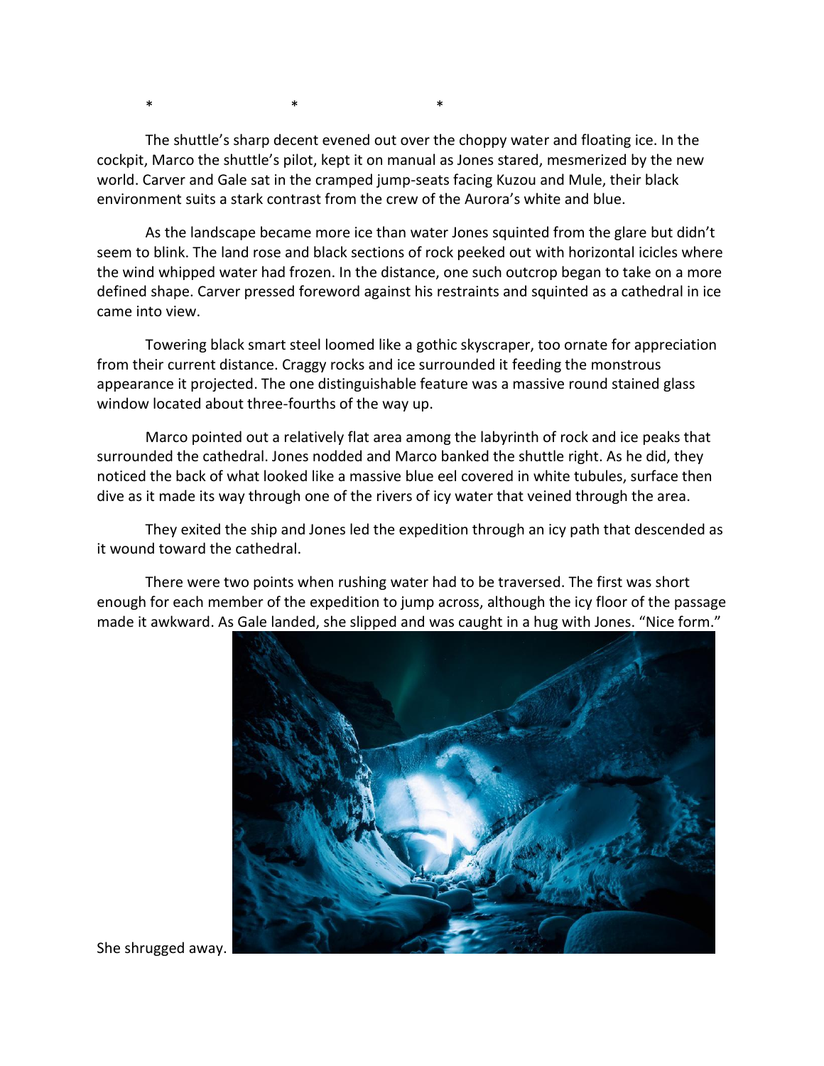\*                    \*                    \*

The shuttle's sharp decent evened out over the choppy water and floating ice. In the cockpit, Marco the shuttle's pilot, kept it on manual as Jones stared, mesmerized by the new world. Carver and Gale sat in the cramped jump-seats facing Kuzou and Mule, their black environment suits a stark contrast from the crew of the Aurora's white and blue.

As the landscape became more ice than water Jones squinted from the glare but didn't seem to blink. The land rose and black sections of rock peeked out with horizontal icicles where the wind whipped water had frozen. In the distance, one such outcrop began to take on a more defined shape. Carver pressed foreword against his restraints and squinted as a cathedral in ice came into view.

Towering black smart steel loomed like a gothic skyscraper, too ornate for appreciation from their current distance. Craggy rocks and ice surrounded it feeding the monstrous appearance it projected. The one distinguishable feature was a massive round stained glass window located about three-fourths of the way up.

Marco pointed out a relatively flat area among the labyrinth of rock and ice peaks that surrounded the cathedral. Jones nodded and Marco banked the shuttle right. As he did, they noticed the back of what looked like a massive blue eel covered in white tubules, surface then dive as it made its way through one of the rivers of icy water that veined through the area.

They exited the ship and Jones led the expedition through an icy path that descended as it wound toward the cathedral.

There were two points when rushing water had to be traversed. The first was short enough for each member of the expedition to jump across, although the icy floor of the passage made it awkward. As Gale landed, she slipped and was caught in a hug with Jones. "Nice form."

She shrugged away.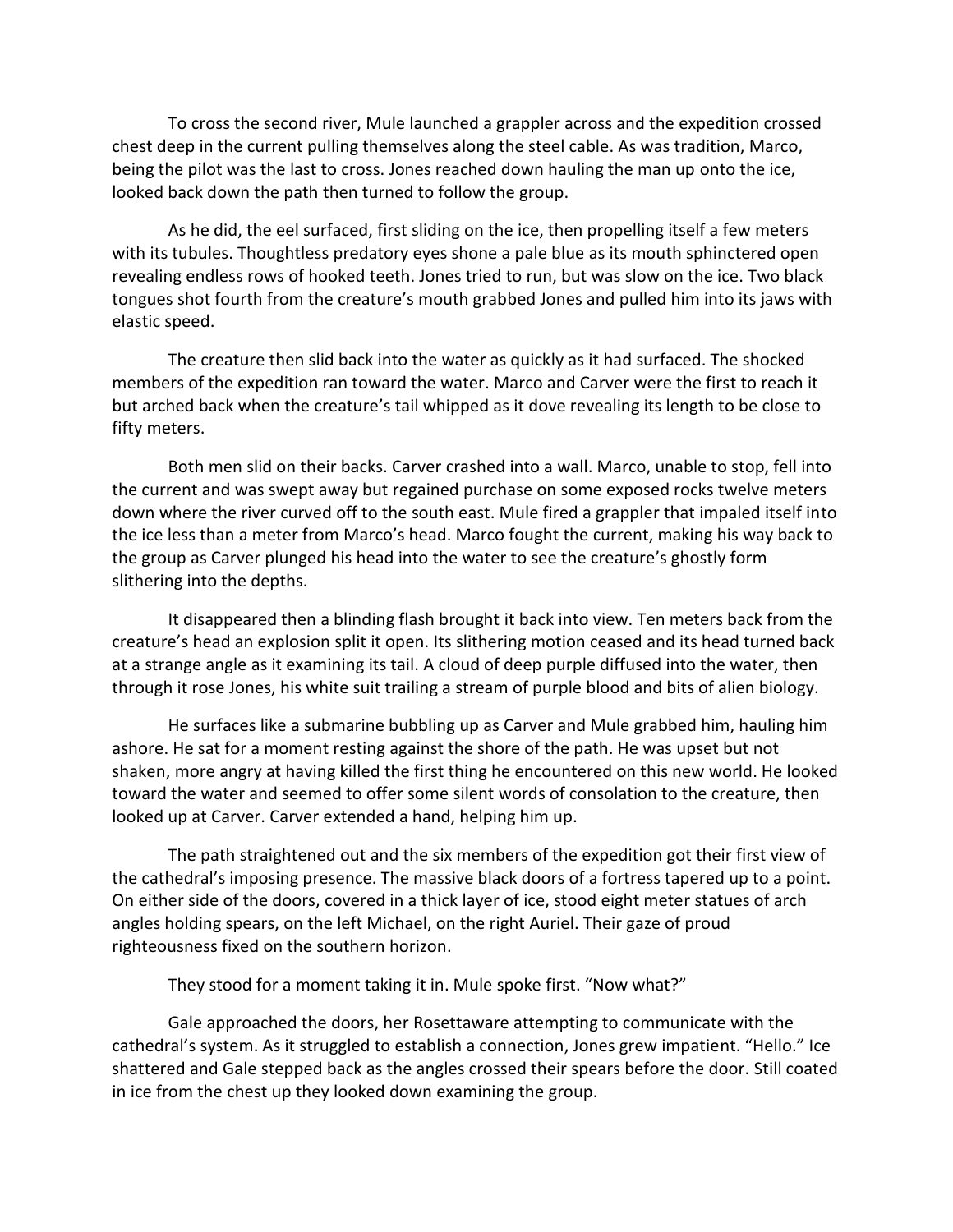To cross the second river, Mule launched a grappler across and the expedition crossed chest deep in the current pulling themselves along the steel cable. As was tradition, Marco, being the pilot was the last to cross. Jones reached down hauling the man up onto the ice, looked back down the path then turned to follow the group.

As he did, the eel surfaced, first sliding on the ice, then propelling itself a few meters with its tubules. Thoughtless predatory eyes shone a pale blue as its mouth sphinctered open revealing endless rows of hooked teeth. Jones tried to run, but was slow on the ice. Two black tongues shot fourth from the creature's mouth grabbed Jones and pulled him into its jaws with elastic speed.

The creature then slid back into the water as quickly as it had surfaced. The shocked members of the expedition ran toward the water. Marco and Carver were the first to reach it but arched back when the creature's tail whipped as it dove revealing its length to be close to fifty meters.

Both men slid on their backs. Carver crashed into a wall. Marco, unable to stop, fell into the current and was swept away but regained purchase on some exposed rocks twelve meters down where the river curved off to the south east. Mule fired a grappler that impaled itself into the ice less than a meter from Marco's head. Marco fought the current, making his way back to the group as Carver plunged his head into the water to see the creature's ghostly form slithering into the depths.

It disappeared then a blinding flash brought it back into view. Ten meters back from the creature's head an explosion split it open. Its slithering motion ceased and its head turned back at a strange angle as it examining its tail. A cloud of deep purple diffused into the water, then through it rose Jones, his white suit trailing a stream of purple blood and bits of alien biology.

He surfaces like a submarine bubbling up as Carver and Mule grabbed him, hauling him ashore. He sat for a moment resting against the shore of the path. He was upset but not shaken, more angry at having killed the first thing he encountered on this new world. He looked toward the water and seemed to offer some silent words of consolation to the creature, then looked up at Carver. Carver extended a hand, helping him up.

The path straightened out and the six members of the expedition got their first view of the cathedral's imposing presence. The massive black doors of a fortress tapered up to a point. On either side of the doors, covered in a thick layer of ice, stood eight meter statues of arch angles holding spears, on the left Michael, on the right Auriel. Their gaze of proud righteousness fixed on the southern horizon.

They stood for a moment taking it in. Mule spoke first. "Now what?"

Gale approached the doors, her Rosettaware attempting to communicate with the cathedral's system. As it struggled to establish a connection, Jones grew impatient. "Hello." Ice shattered and Gale stepped back as the angles crossed their spears before the door. Still coated in ice from the chest up they looked down examining the group.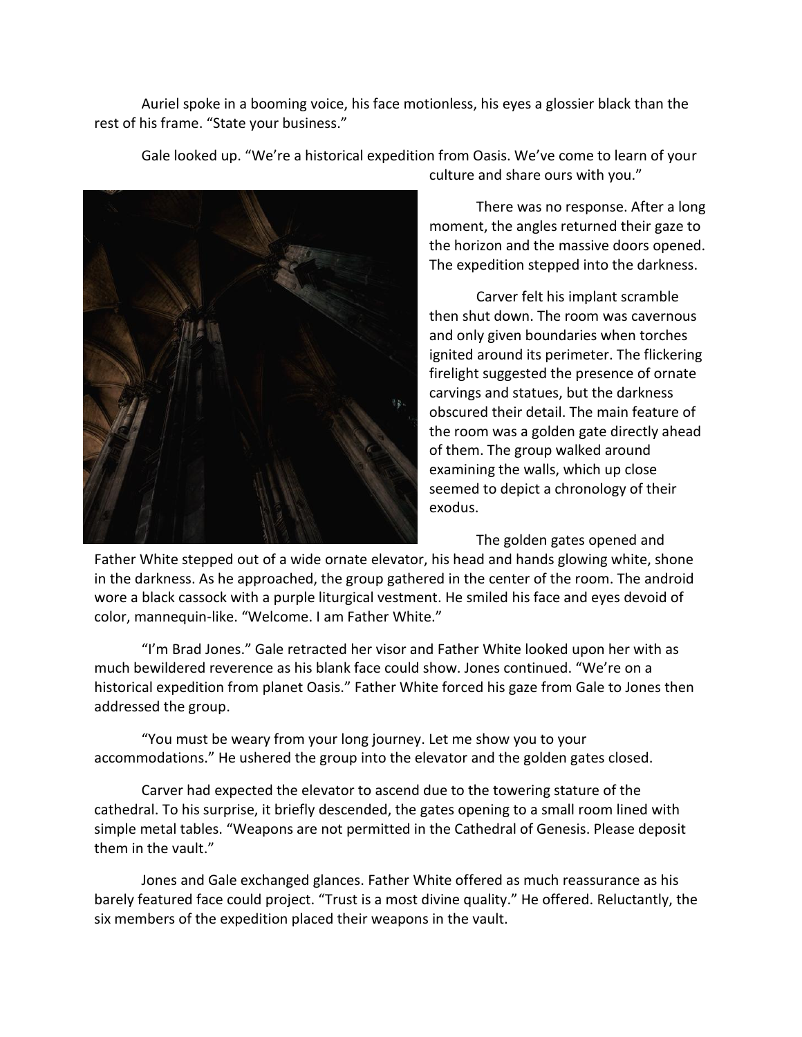Auriel spoke in a booming voice, his face motionless, his eyes a glossier black than the rest of his frame. "State your business."

Gale looked up. "We're a historical expedition from Oasis. We've come to learn of your culture and share ours with you."

There was no response. After a long moment, the angles returned their gaze to the horizon and the massive doors opened. The expedition stepped into the darkness.

Carver felt his implant scramble then shut down. The room was cavernous and only given boundaries when torches ignited around its perimeter. The flickering firelight suggested the presence of ornate carvings and statues, but the darkness obscured their detail. The main feature of the room was a golden gate directly ahead of them. The group walked around examining the walls, which up close seemed to depict a chronology of their exodus.

The golden gates opened and Father White stepped out of a wide ornate elevator, his head and hands glowing white, shone in the darkness. As he approached, the group gathered in the center of the room. The android wore a black cassock with a purple liturgical vestment. He smiled his face and eyes devoid of color, mannequin-like. "Welcome. I am Father White."

"I'm Brad Jones." Gale retracted her visor and Father White looked upon her with as much bewildered reverence as his blank face could show. Jones continued. "We're on a historical expedition from planet Oasis." Father White forced his gaze from Gale to Jones then addressed the group.

"You must be weary from your long journey. Let me show you to your accommodations." He ushered the group into the elevator and the golden gates closed.

Carver had expected the elevator to ascend due to the towering stature of the cathedral. To his surprise, it briefly descended, the gates opening to a small room lined with simple metal tables. "Weapons are not permitted in the Cathedral of Genesis. Please deposit them in the vault."

Jones and Gale exchanged glances. Father White offered as much reassurance as his barely featured face could project. "Trust is a most divine quality." He offered. Reluctantly, the six members of the expedition placed their weapons in the vault.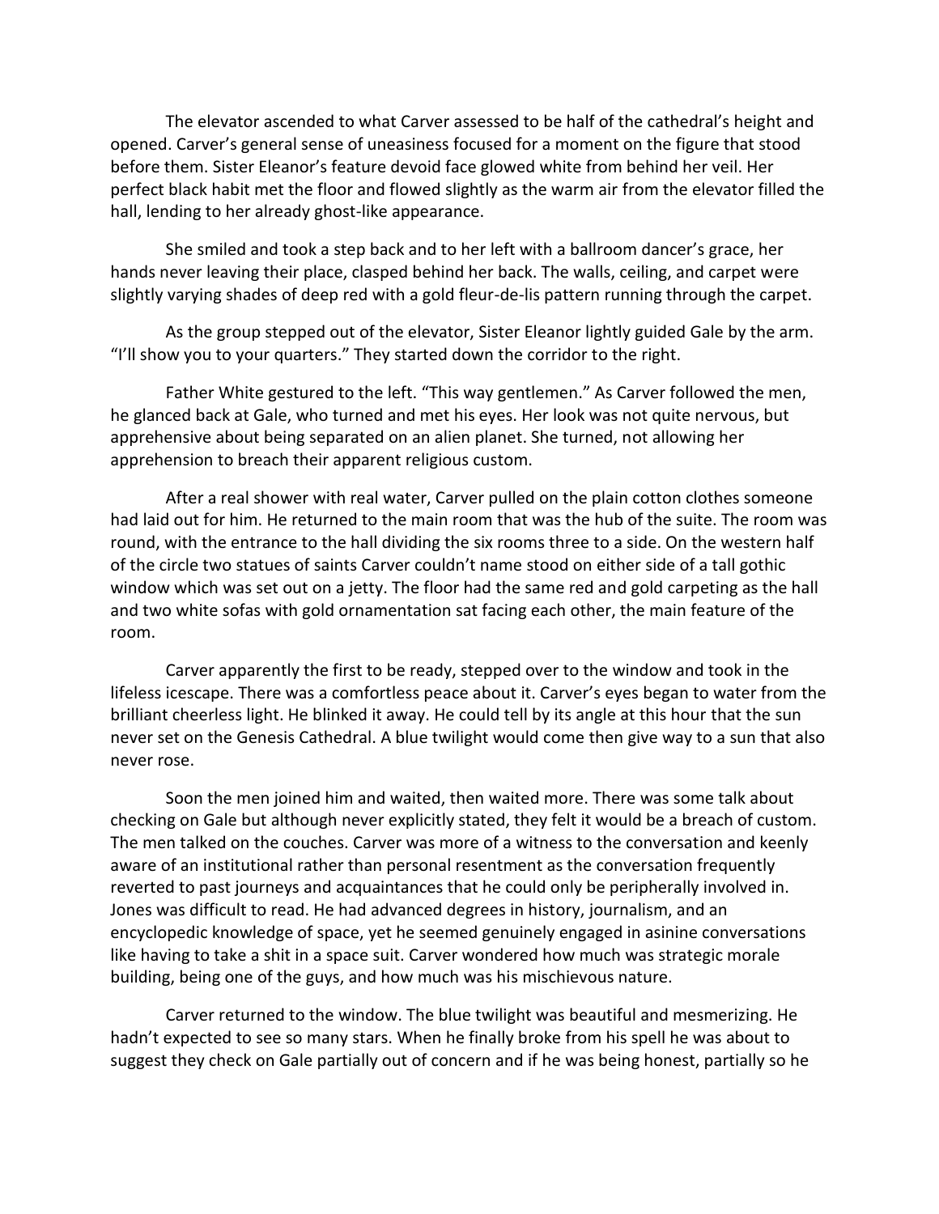The elevator ascended to what Carver assessed to be half of the cathedral's height and opened. Carver's general sense of uneasiness focused for a moment on the figure that stood before them. Sister Eleanor's feature devoid face glowed white from behind her veil. Her perfect black habit met the floor and flowed slightly as the warm air from the elevator filled the hall, lending to her already ghost-like appearance.

She smiled and took a step back and to her left with a ballroom dancer's grace, her hands never leaving their place, clasped behind her back. The walls, ceiling, and carpet were slightly varying shades of deep red with a gold fleur-de-lis pattern running through the carpet.

As the group stepped out of the elevator, Sister Eleanor lightly guided Gale by the arm. "I'll show you to your quarters." They started down the corridor to the right.

Father White gestured to the left. "This way gentlemen." As Carver followed the men, he glanced back at Gale, who turned and met his eyes. Her look was not quite nervous, but apprehensive about being separated on an alien planet. She turned, not allowing her apprehension to breach their apparent religious custom.

After a real shower with real water, Carver pulled on the plain cotton clothes someone had laid out for him. He returned to the main room that was the hub of the suite. The room was round, with the entrance to the hall dividing the six rooms three to a side. On the western half of the circle two statues of saints Carver couldn't name stood on either side of a tall gothic window which was set out on a jetty. The floor had the same red and gold carpeting as the hall and two white sofas with gold ornamentation sat facing each other, the main feature of the room.

Carver apparently the first to be ready, stepped over to the window and took in the lifeless icescape. There was a comfortless peace about it. Carver's eyes began to water from the brilliant cheerless light. He blinked it away. He could tell by its angle at this hour that the sun never set on the Genesis Cathedral. A blue twilight would come then give way to a sun that also never rose.

Soon the men joined him and waited, then waited more. There was some talk about checking on Gale but although never explicitly stated, they felt it would be a breach of custom. The men talked on the couches. Carver was more of a witness to the conversation and keenly aware of an institutional rather than personal resentment as the conversation frequently reverted to past journeys and acquaintances that he could only be peripherally involved in. Jones was difficult to read. He had advanced degrees in history, journalism, and an encyclopedic knowledge of space, yet he seemed genuinely engaged in asinine conversations like having to take a shit in a space suit. Carver wondered how much was strategic morale building, being one of the guys, and how much was his mischievous nature.

Carver returned to the window. The blue twilight was beautiful and mesmerizing. He hadn't expected to see so many stars. When he finally broke from his spell he was about to suggest they check on Gale partially out of concern and if he was being honest, partially so he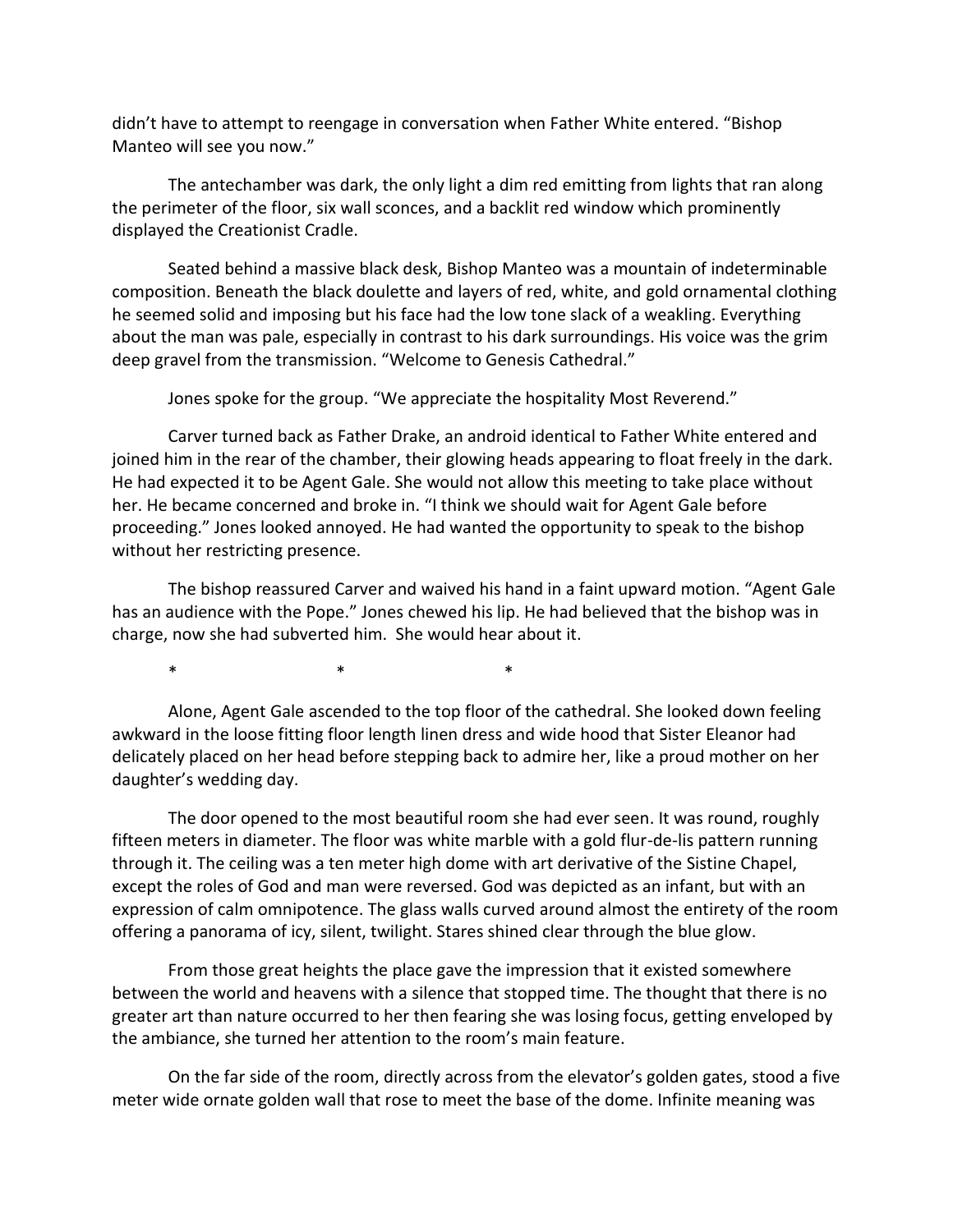didn't have to attempt to reengage in conversation when Father White entered. "Bishop Manteo will see you now."

The antechamber was dark, the only light a dim red emitting from lights that ran along the perimeter of the floor, six wall sconces, and a backlit red window which prominently displayed the Creationist Cradle.

Seated behind a massive black desk, Bishop Manteo was a mountain of indeterminable composition. Beneath the black doulette and layers of red, white, and gold ornamental clothing he seemed solid and imposing but his face had the low tone slack of a weakling. Everything about the man was pale, especially in contrast to his dark surroundings. His voice was the grim deep gravel from the transmission. "Welcome to Genesis Cathedral."

Jones spoke for the group. "We appreciate the hospitality Most Reverend."

Carver turned back as Father Drake, an android identical to Father White entered and joined him in the rear of the chamber, their glowing heads appearing to float freely in the dark. He had expected it to be Agent Gale. She would not allow this meeting to take place without her. He became concerned and broke in. "I think we should wait for Agent Gale before proceeding." Jones looked annoyed. He had wanted the opportunity to speak to the bishop without her restricting presence.

The bishop reassured Carver and waived his hand in a faint upward motion. "Agent Gale has an audience with the Pope." Jones chewed his lip. He had believed that the bishop was in charge, now she had subverted him. She would hear about it.

\* \* \*

Alone, Agent Gale ascended to the top floor of the cathedral. She looked down feeling awkward in the loose fitting floor length linen dress and wide hood that Sister Eleanor had delicately placed on her head before stepping back to admire her, like a proud mother on her daughter's wedding day.

The door opened to the most beautiful room she had ever seen. It was round, roughly fifteen meters in diameter. The floor was white marble with a gold flur-de-lis pattern running through it. The ceiling was a ten meter high dome with art derivative of the Sistine Chapel, except the roles of God and man were reversed. God was depicted as an infant, but with an expression of calm omnipotence. The glass walls curved around almost the entirety of the room offering a panorama of icy, silent, twilight. Stares shined clear through the blue glow.

From those great heights the place gave the impression that it existed somewhere between the world and heavens with a silence that stopped time. The thought that there is no greater art than nature occurred to her then fearing she was losing focus, getting enveloped by the ambiance, she turned her attention to the room's main feature.

On the far side of the room, directly across from the elevator's golden gates, stood a five meter wide ornate golden wall that rose to meet the base of the dome. Infinite meaning was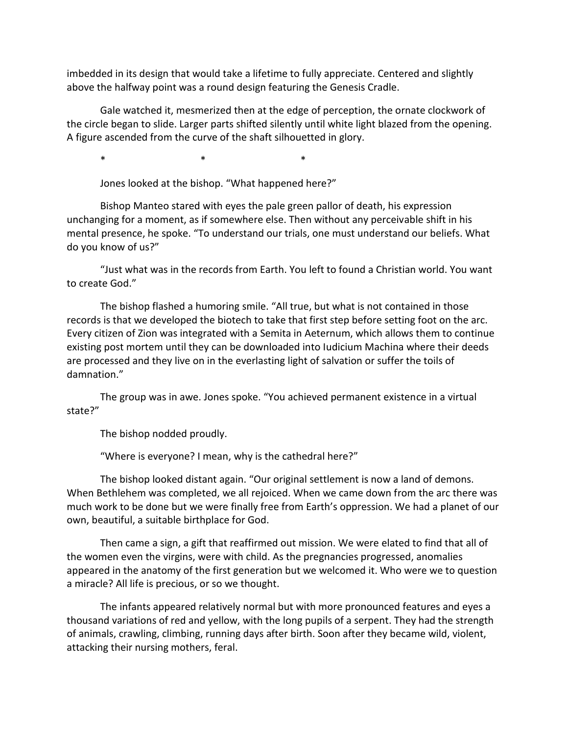imbedded in its design that would take a lifetime to fully appreciate. Centered and slightly above the halfway point was a round design featuring the Genesis Cradle.

Gale watched it, mesmerized then at the edge of perception, the ornate clockwork of the circle began to slide. Larger parts shifted silently until white light blazed from the opening. A figure ascended from the curve of the shaft silhouetted in glory.

\*                    \*                    \*

Jones looked at the bishop. “What happened here?”

Bishop Manteo stared with eyes the pale green pallor of death, his expression unchanging for a moment, as if somewhere else. Then without any perceivable shift in his mental presence, he spoke. “To understand our trials, one must understand our beliefs. What do you know of us?”

“Just what was in the records from Earth. You left to found a Christian world. You want to create God.”

The bishop flashed a humoring smile. “All true, but what is not contained in those records is that we developed the biotech to take that first step before setting foot on the arc. Every citizen of Zion was integrated with a Semita in Aeternum, which allows them to continue existing post mortem until they can be downloaded into Iudicium Machina where their deeds are processed and they live on in the everlasting light of salvation or suffer the toils of damnation.”

The group was in awe. Jones spoke. “You achieved permanent existence in a virtual state?”

The bishop nodded proudly.

“Where is everyone? I mean, why is the cathedral here?”

The bishop looked distant again. “Our original settlement is now a land of demons. When Bethlehem was completed, we all rejoiced. When we came down from the arc there was much work to be done but we were finally free from Earth’s oppression. We had a planet of our own, beautiful, a suitable birthplace for God.

Then came a sign, a gift that reaffirmed out mission. We were elated to find that all of the women even the virgins, were with child. As the pregnancies progressed, anomalies appeared in the anatomy of the first generation but we welcomed it. Who were we to question a miracle? All life is precious, or so we thought.

The infants appeared relatively normal but with more pronounced features and eyes a thousand variations of red and yellow, with the long pupils of a serpent. They had the strength of animals, crawling, climbing, running days after birth. Soon after they became wild, violent, attacking their nursing mothers, feral.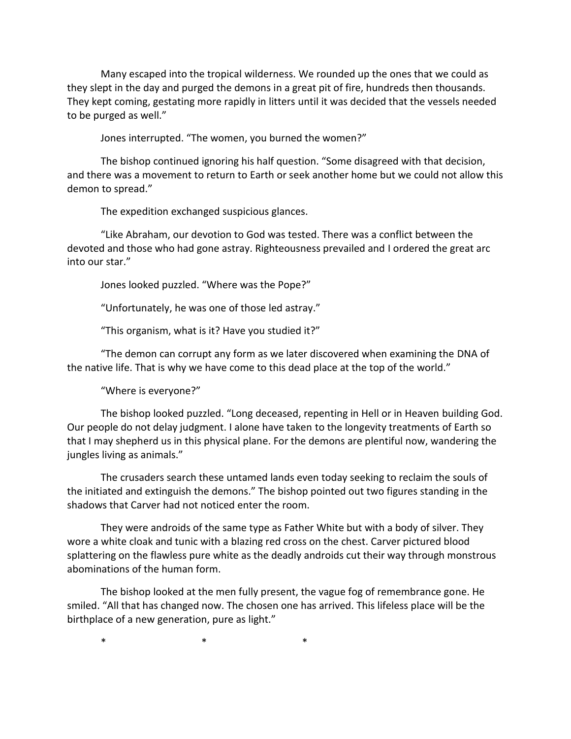Many escaped into the tropical wilderness. We rounded up the ones that we could as they slept in the day and purged the demons in a great pit of fire, hundreds then thousands. They kept coming, gestating more rapidly in litters until it was decided that the vessels needed to be purged as well."

Jones interrupted. "The women, you burned the women?"

The bishop continued ignoring his half question. "Some disagreed with that decision, and there was a movement to return to Earth or seek another home but we could not allow this demon to spread."

The expedition exchanged suspicious glances.

"Like Abraham, our devotion to God was tested. There was a conflict between the devoted and those who had gone astray. Righteousness prevailed and I ordered the great arc into our star."

Jones looked puzzled. "Where was the Pope?"

"Unfortunately, he was one of those led astray."

"This organism, what is it? Have you studied it?"

"The demon can corrupt any form as we later discovered when examining the DNA of the native life. That is why we have come to this dead place at the top of the world."

"Where is everyone?"

The bishop looked puzzled. "Long deceased, repenting in Hell or in Heaven building God. Our people do not delay judgment. I alone have taken to the longevity treatments of Earth so that I may shepherd us in this physical plane. For the demons are plentiful now, wandering the jungles living as animals."

The crusaders search these untamed lands even today seeking to reclaim the souls of the initiated and extinguish the demons." The bishop pointed out two figures standing in the shadows that Carver had not noticed enter the room.

They were androids of the same type as Father White but with a body of silver. They wore a white cloak and tunic with a blazing red cross on the chest. Carver pictured blood splattering on the flawless pure white as the deadly androids cut their way through monstrous abominations of the human form.

The bishop looked at the men fully present, the vague fog of remembrance gone. He smiled. "All that has changed now. The chosen one has arrived. This lifeless place will be the birthplace of a new generation, pure as light."

\* \* \*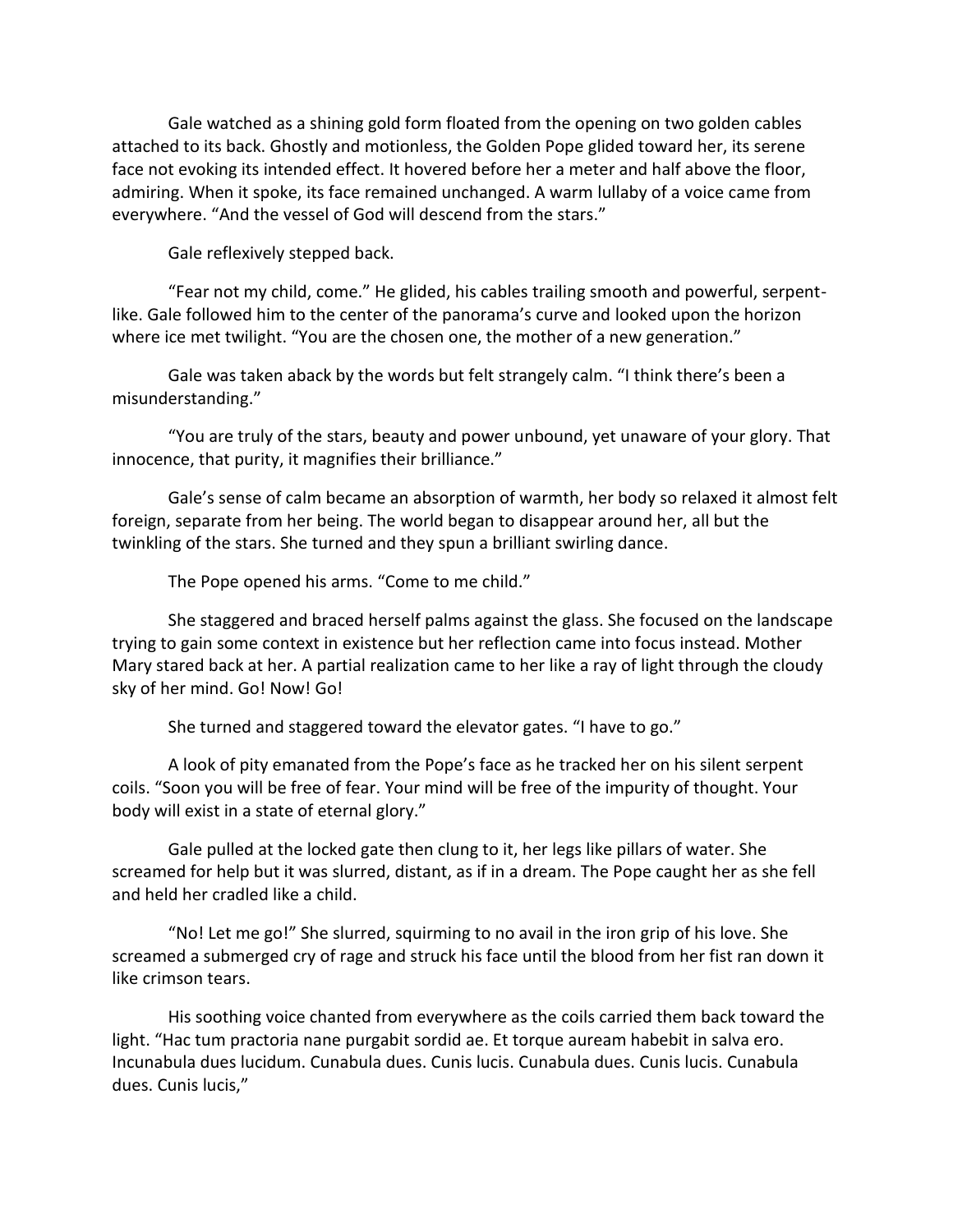Gale watched as a shining gold form floated from the opening on two golden cables attached to its back. Ghostly and motionless, the Golden Pope glided toward her, its serene face not evoking its intended effect. It hovered before her a meter and half above the floor, admiring. When it spoke, its face remained unchanged. A warm lullaby of a voice came from everywhere. "And the vessel of God will descend from the stars."

Gale reflexively stepped back.

"Fear not my child, come." He glided, his cables trailing smooth and powerful, serpent-like. Gale followed him to the center of the panorama's curve and looked upon the horizon where ice met twilight. "You are the chosen one, the mother of a new generation."

Gale was taken aback by the words but felt strangely calm. "I think there's been a misunderstanding."

"You are truly of the stars, beauty and power unbound, yet unaware of your glory. That innocence, that purity, it magnifies their brilliance."

Gale's sense of calm became an absorption of warmth, her body so relaxed it almost felt foreign, separate from her being. The world began to disappear around her, all but the twinkling of the stars. She turned and they spun a brilliant swirling dance.

The Pope opened his arms. "Come to me child."

She staggered and braced herself palms against the glass. She focused on the landscape trying to gain some context in existence but her reflection came into focus instead. Mother Mary stared back at her. A partial realization came to her like a ray of light through the cloudy sky of her mind. Go! Now! Go!

She turned and staggered toward the elevator gates. "I have to go."

A look of pity emanated from the Pope's face as he tracked her on his silent serpent coils. "Soon you will be free of fear. Your mind will be free of the impurity of thought. Your body will exist in a state of eternal glory."

Gale pulled at the locked gate then clung to it, her legs like pillars of water. She screamed for help but it was slurred, distant, as if in a dream. The Pope caught her as she fell and held her cradled like a child.

"No! Let me go!" She slurred, squirming to no avail in the iron grip of his love. She screamed a submerged cry of rage and struck his face until the blood from her fist ran down it like crimson tears.

His soothing voice chanted from everywhere as the coils carried them back toward the light. "Hac tum practoria nane purgabit sordid ae. Et torque auream habebit in salva ero. Incunabula dues lucidum. Cunabula dues. Cunis lucis. Cunabula dues. Cunis lucis. Cunabula dues. Cunis lucis,"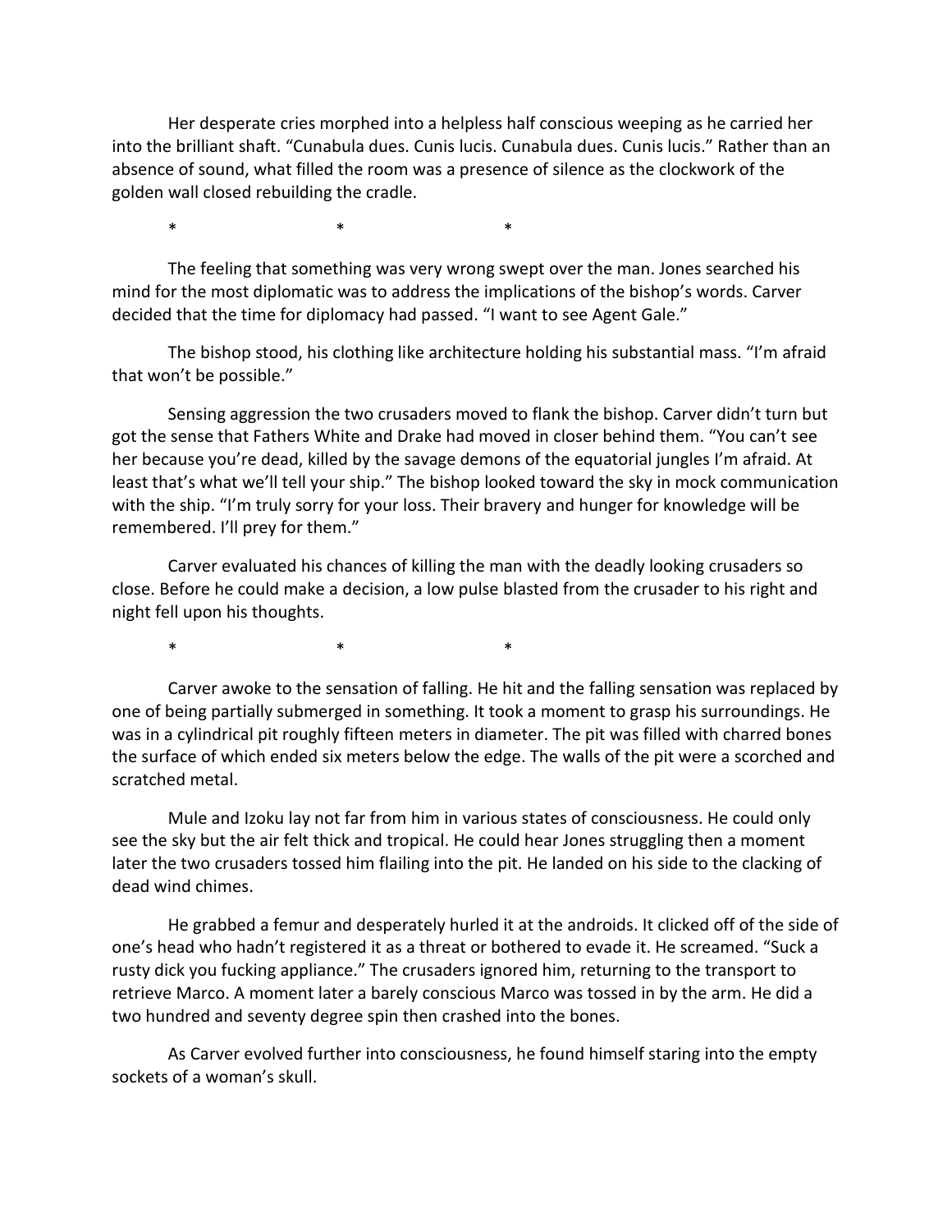Her desperate cries morphed into a helpless half conscious weeping as he carried her into the brilliant shaft. "Cunabula dues. Cunis lucis. Cunabula dues. Cunis lucis." Rather than an absence of sound, what filled the room was a presence of silence as the clockwork of the golden wall closed rebuilding the cradle.

\*                    \*                    \*

The feeling that something was very wrong swept over the man. Jones searched his mind for the most diplomatic was to address the implications of the bishop's words. Carver decided that the time for diplomacy had passed. "I want to see Agent Gale."

The bishop stood, his clothing like architecture holding his substantial mass. "I'm afraid that won't be possible."

Sensing aggression the two crusaders moved to flank the bishop. Carver didn't turn but got the sense that Fathers White and Drake had moved in closer behind them. "You can't see her because you're dead, killed by the savage demons of the equatorial jungles I'm afraid. At least that's what we'll tell your ship." The bishop looked toward the sky in mock communication with the ship. "I'm truly sorry for your loss. Their bravery and hunger for knowledge will be remembered. I'll prey for them."

Carver evaluated his chances of killing the man with the deadly looking crusaders so close. Before he could make a decision, a low pulse blasted from the crusader to his right and night fell upon his thoughts.

\*                    \*                    \*

Carver awoke to the sensation of falling. He hit and the falling sensation was replaced by one of being partially submerged in something. It took a moment to grasp his surroundings. He was in a cylindrical pit roughly fifteen meters in diameter. The pit was filled with charred bones the surface of which ended six meters below the edge. The walls of the pit were a scorched and scratched metal.

Mule and Izoku lay not far from him in various states of consciousness. He could only see the sky but the air felt thick and tropical. He could hear Jones struggling then a moment later the two crusaders tossed him flailing into the pit. He landed on his side to the clacking of dead wind chimes.

He grabbed a femur and desperately hurled it at the androids. It clicked off of the side of one's head who hadn't registered it as a threat or bothered to evade it. He screamed. "Suck a rusty dick you fucking appliance." The crusaders ignored him, returning to the transport to retrieve Marco. A moment later a barely conscious Marco was tossed in by the arm. He did a two hundred and seventy degree spin then crashed into the bones.

As Carver evolved further into consciousness, he found himself staring into the empty sockets of a woman's skull.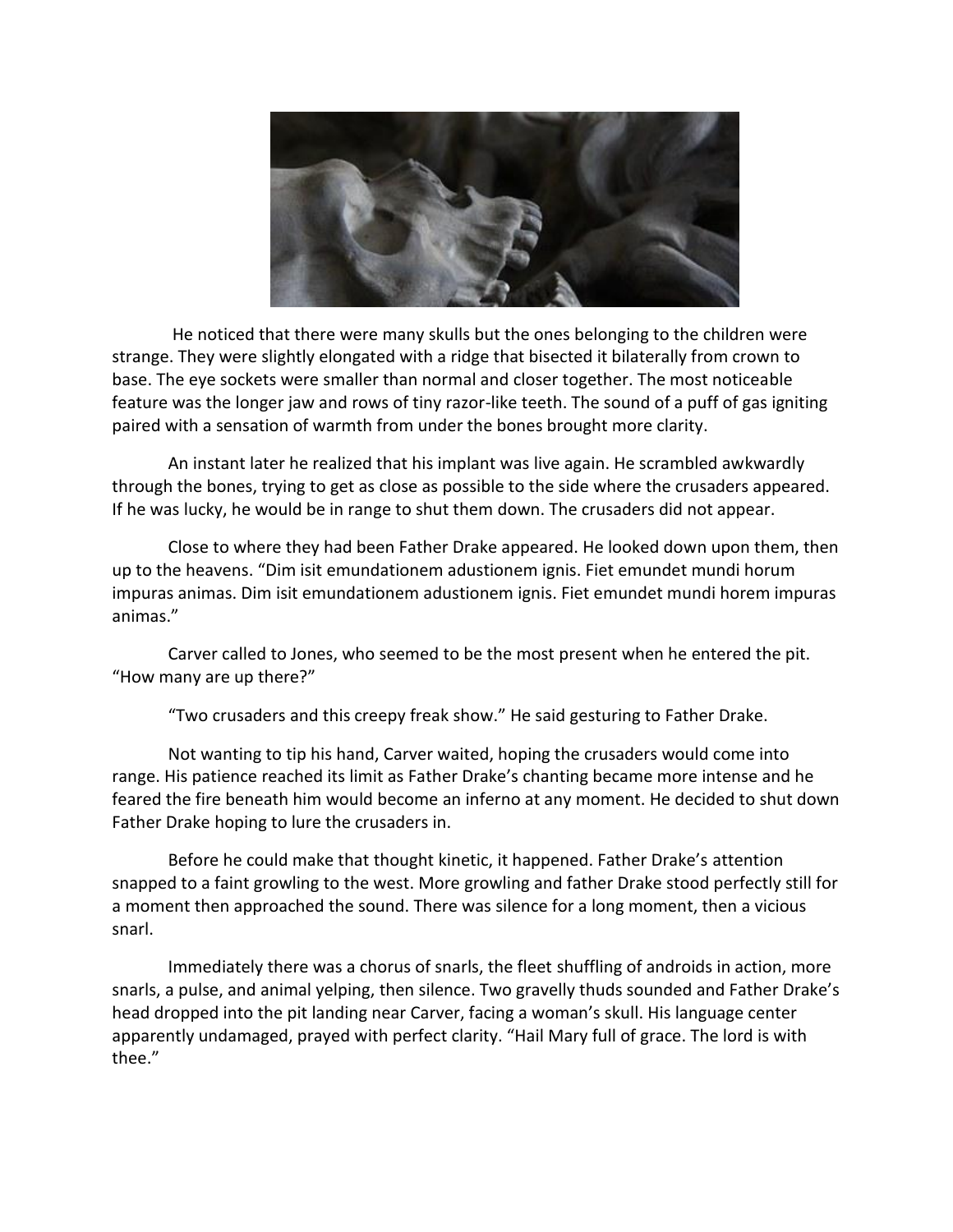He noticed that there were many skulls but the ones belonging to the children were strange. They were slightly elongated with a ridge that bisected it bilaterally from crown to base. The eye sockets were smaller than normal and closer together. The most noticeable feature was the longer jaw and rows of tiny razor-like teeth. The sound of a puff of gas igniting paired with a sensation of warmth from under the bones brought more clarity.

An instant later he realized that his implant was live again. He scrambled awkwardly through the bones, trying to get as close as possible to the side where the crusaders appeared. If he was lucky, he would be in range to shut them down. The crusaders did not appear.

Close to where they had been Father Drake appeared. He looked down upon them, then up to the heavens. "Dim isit emundationem adustionem ignis. Fiet emundet mundi horum impuras animas. Dim isit emundationem adustionem ignis. Fiet emundet mundi horem impuras animas."

Carver called to Jones, who seemed to be the most present when he entered the pit. "How many are up there?"

"Two crusaders and this creepy freak show." He said gesturing to Father Drake.

Not wanting to tip his hand, Carver waited, hoping the crusaders would come into range. His patience reached its limit as Father Drake's chanting became more intense and he feared the fire beneath him would become an inferno at any moment. He decided to shut down Father Drake hoping to lure the crusaders in.

Before he could make that thought kinetic, it happened. Father Drake's attention snapped to a faint growling to the west. More growling and father Drake stood perfectly still for a moment then approached the sound. There was silence for a long moment, then a vicious snarl.

Immediately there was a chorus of snarls, the fleet shuffling of androids in action, more snarls, a pulse, and animal yelping, then silence. Two gravelly thuds sounded and Father Drake's head dropped into the pit landing near Carver, facing a woman's skull. His language center apparently undamaged, prayed with perfect clarity. "Hail Mary full of grace. The lord is with thee."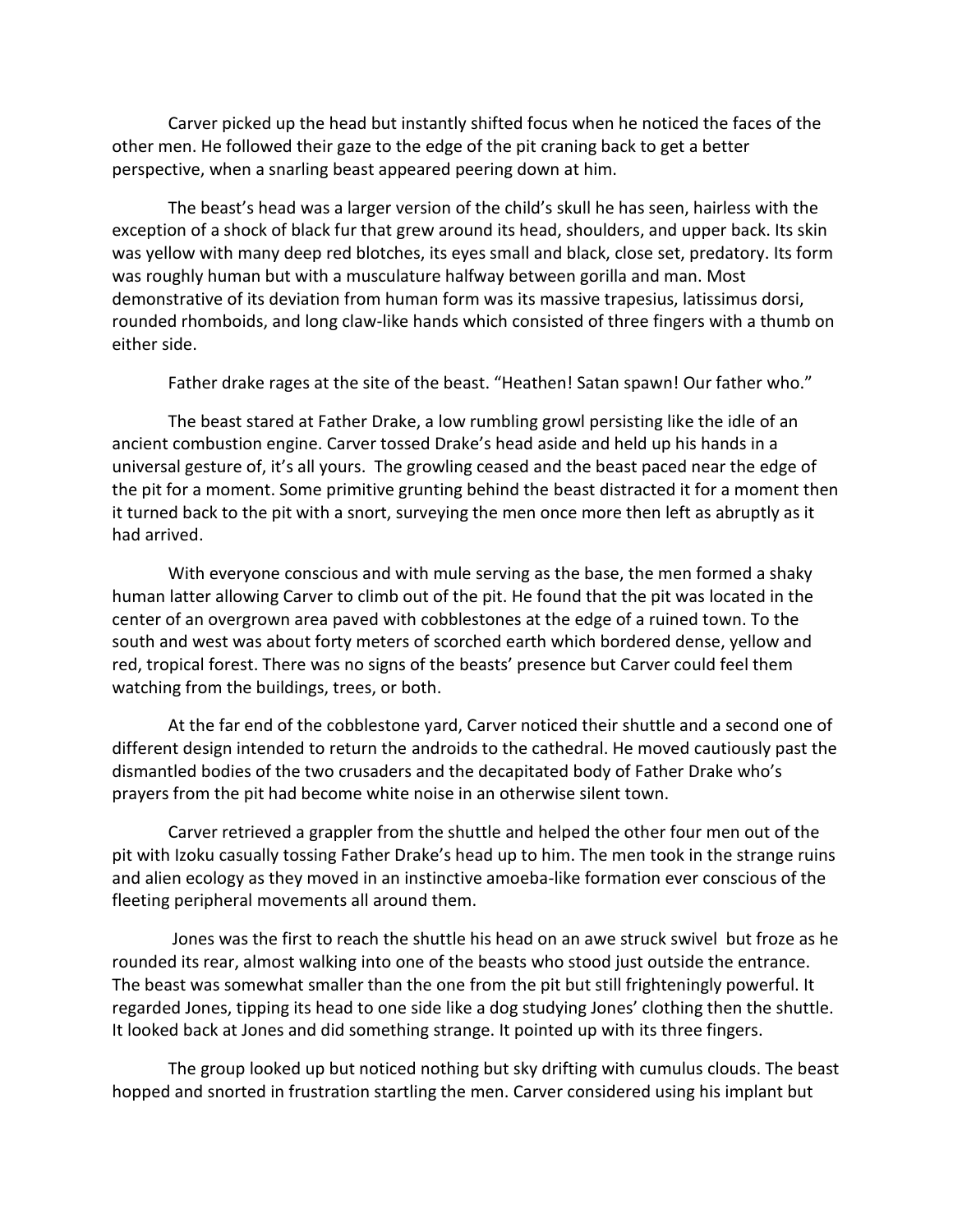Carver picked up the head but instantly shifted focus when he noticed the faces of the other men. He followed their gaze to the edge of the pit craning back to get a better perspective, when a snarling beast appeared peering down at him.

The beast's head was a larger version of the child's skull he has seen, hairless with the exception of a shock of black fur that grew around its head, shoulders, and upper back. Its skin was yellow with many deep red blotches, its eyes small and black, close set, predatory. Its form was roughly human but with a musculature halfway between gorilla and man. Most demonstrative of its deviation from human form was its massive trapesius, latissimus dorsi, rounded rhomboids, and long claw-like hands which consisted of three fingers with a thumb on either side.

Father drake rages at the site of the beast. "Heathen! Satan spawn! Our father who."

The beast stared at Father Drake, a low rumbling growl persisting like the idle of an ancient combustion engine. Carver tossed Drake's head aside and held up his hands in a universal gesture of, it's all yours. The growling ceased and the beast paced near the edge of the pit for a moment. Some primitive grunting behind the beast distracted it for a moment then it turned back to the pit with a snort, surveying the men once more then left as abruptly as it had arrived.

With everyone conscious and with mule serving as the base, the men formed a shaky human latter allowing Carver to climb out of the pit. He found that the pit was located in the center of an overgrown area paved with cobblestones at the edge of a ruined town. To the south and west was about forty meters of scorched earth which bordered dense, yellow and red, tropical forest. There was no signs of the beasts' presence but Carver could feel them watching from the buildings, trees, or both.

At the far end of the cobblestone yard, Carver noticed their shuttle and a second one of different design intended to return the androids to the cathedral. He moved cautiously past the dismantled bodies of the two crusaders and the decapitated body of Father Drake who's prayers from the pit had become white noise in an otherwise silent town.

Carver retrieved a grappler from the shuttle and helped the other four men out of the pit with Izoku casually tossing Father Drake's head up to him. The men took in the strange ruins and alien ecology as they moved in an instinctive amoeba-like formation ever conscious of the fleeting peripheral movements all around them.

Jones was the first to reach the shuttle his head on an awe struck swivel but froze as he rounded its rear, almost walking into one of the beasts who stood just outside the entrance. The beast was somewhat smaller than the one from the pit but still frighteningly powerful. It regarded Jones, tipping its head to one side like a dog studying Jones' clothing then the shuttle. It looked back at Jones and did something strange. It pointed up with its three fingers.

The group looked up but noticed nothing but sky drifting with cumulus clouds. The beast hopped and snorted in frustration startling the men. Carver considered using his implant but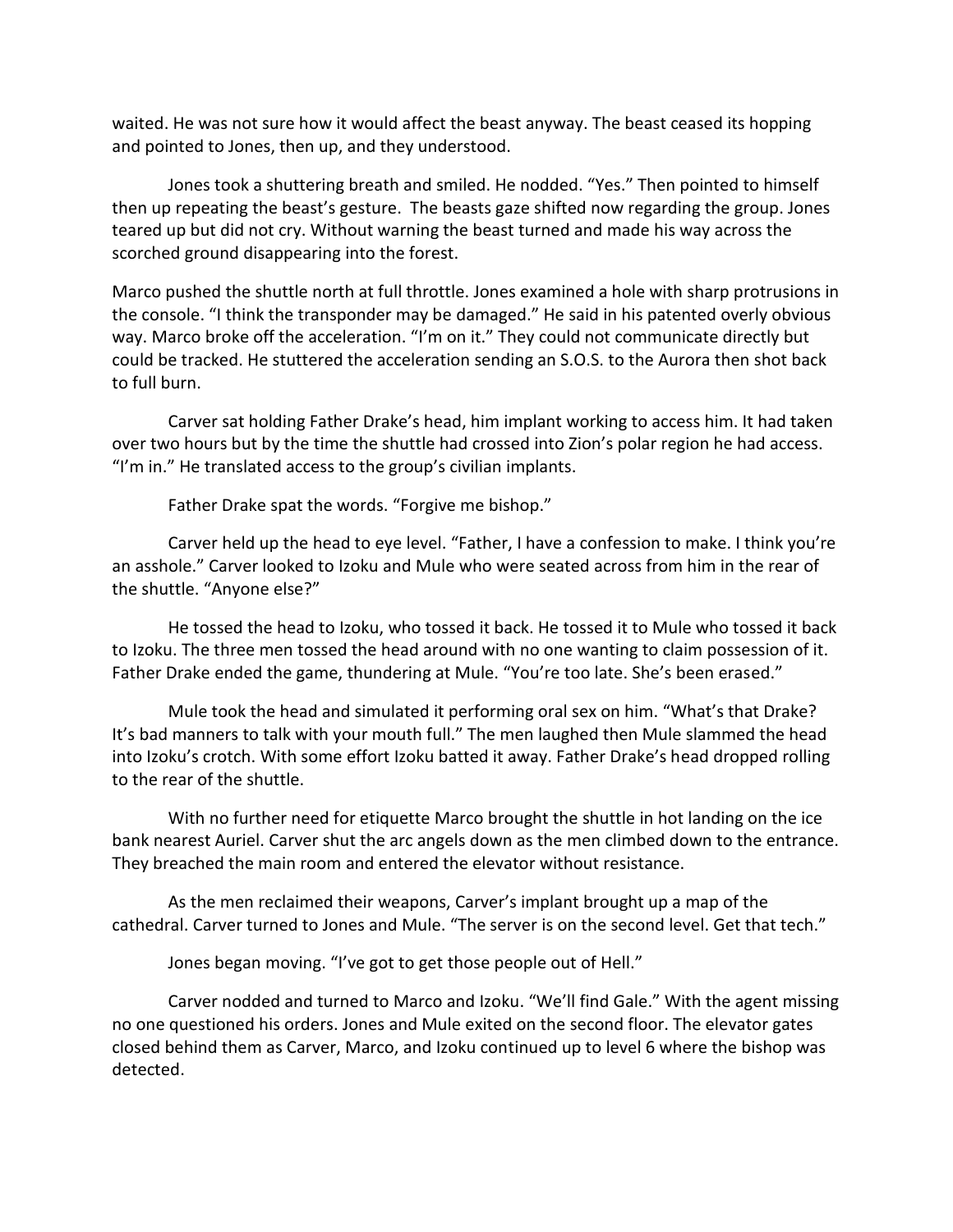waited. He was not sure how it would affect the beast anyway. The beast ceased its hopping and pointed to Jones, then up, and they understood.

Jones took a shuttering breath and smiled. He nodded. "Yes." Then pointed to himself then up repeating the beast's gesture. The beasts gaze shifted now regarding the group. Jones teared up but did not cry. Without warning the beast turned and made his way across the scorched ground disappearing into the forest.

Marco pushed the shuttle north at full throttle. Jones examined a hole with sharp protrusions in the console. "I think the transponder may be damaged." He said in his patented overly obvious way. Marco broke off the acceleration. "I'm on it." They could not communicate directly but could be tracked. He stuttered the acceleration sending an S.O.S. to the Aurora then shot back to full burn.

Carver sat holding Father Drake's head, him implant working to access him. It had taken over two hours but by the time the shuttle had crossed into Zion's polar region he had access. "I'm in." He translated access to the group's civilian implants.

Father Drake spat the words. "Forgive me bishop."

Carver held up the head to eye level. "Father, I have a confession to make. I think you're an asshole." Carver looked to Izoku and Mule who were seated across from him in the rear of the shuttle. "Anyone else?"

He tossed the head to Izoku, who tossed it back. He tossed it to Mule who tossed it back to Izoku. The three men tossed the head around with no one wanting to claim possession of it. Father Drake ended the game, thundering at Mule. "You're too late. She's been erased."

Mule took the head and simulated it performing oral sex on him. "What's that Drake? It's bad manners to talk with your mouth full." The men laughed then Mule slammed the head into Izoku's crotch. With some effort Izoku batted it away. Father Drake's head dropped rolling to the rear of the shuttle.

With no further need for etiquette Marco brought the shuttle in hot landing on the ice bank nearest Auriel. Carver shut the arc angels down as the men climbed down to the entrance. They breached the main room and entered the elevator without resistance.

As the men reclaimed their weapons, Carver's implant brought up a map of the cathedral. Carver turned to Jones and Mule. "The server is on the second level. Get that tech."

Jones began moving. "I've got to get those people out of Hell."

Carver nodded and turned to Marco and Izoku. "We'll find Gale." With the agent missing no one questioned his orders. Jones and Mule exited on the second floor. The elevator gates closed behind them as Carver, Marco, and Izoku continued up to level 6 where the bishop was detected.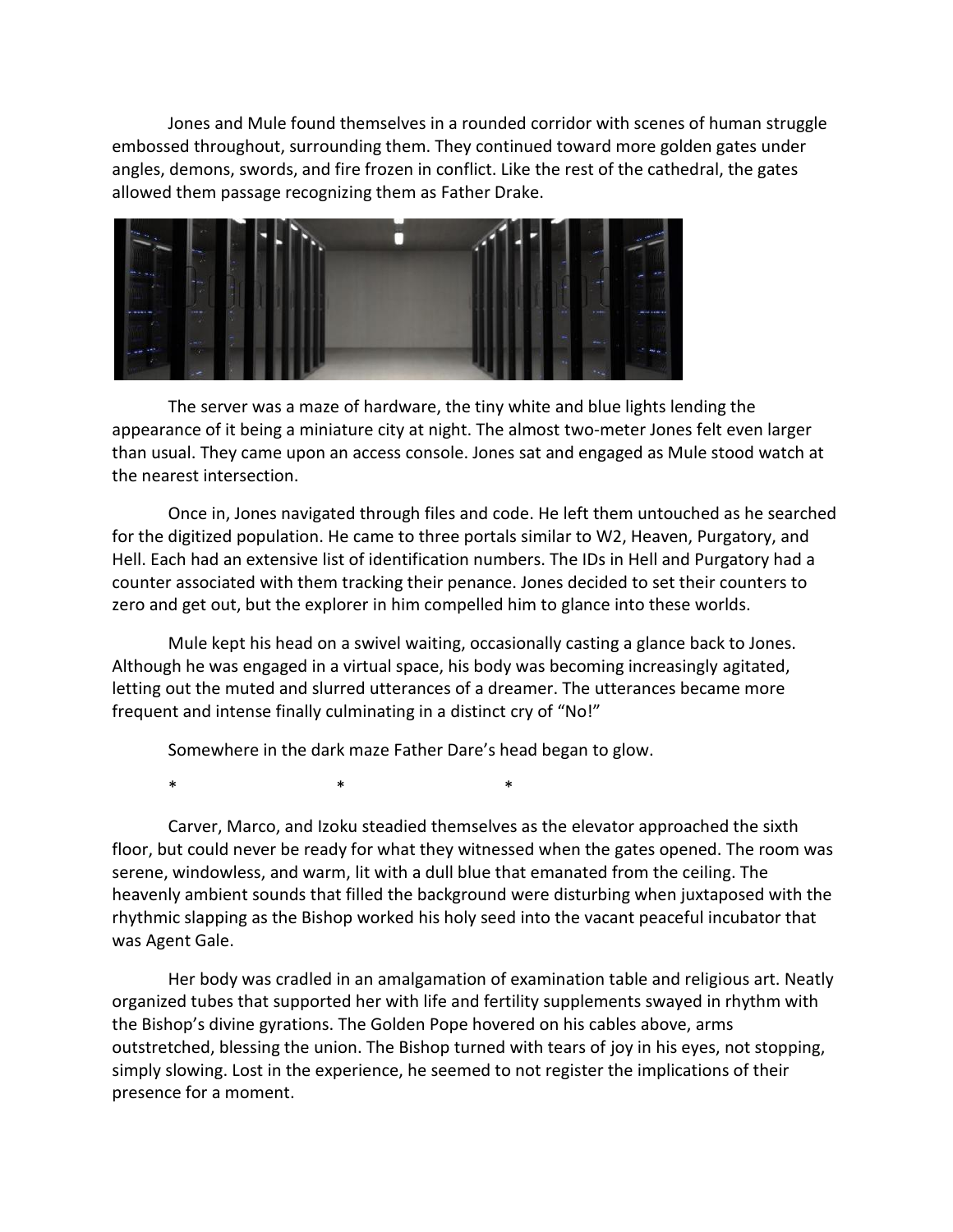Jones and Mule found themselves in a rounded corridor with scenes of human struggle embossed throughout, surrounding them. They continued toward more golden gates under angles, demons, swords, and fire frozen in conflict. Like the rest of the cathedral, the gates allowed them passage recognizing them as Father Drake.

The server was a maze of hardware, the tiny white and blue lights lending the appearance of it being a miniature city at night. The almost two-meter Jones felt even larger than usual. They came upon an access console. Jones sat and engaged as Mule stood watch at the nearest intersection.

Once in, Jones navigated through files and code. He left them untouched as he searched for the digitized population. He came to three portals similar to W2, Heaven, Purgatory, and Hell. Each had an extensive list of identification numbers. The IDs in Hell and Purgatory had a counter associated with them tracking their penance. Jones decided to set their counters to zero and get out, but the explorer in him compelled him to glance into these worlds.

Mule kept his head on a swivel waiting, occasionally casting a glance back to Jones. Although he was engaged in a virtual space, his body was becoming increasingly agitated, letting out the muted and slurred utterances of a dreamer. The utterances became more frequent and intense finally culminating in a distinct cry of "No!"

Somewhere in the dark maze Father Dare's head began to glow.

\* \* \*

Carver, Marco, and Izoku steadied themselves as the elevator approached the sixth floor, but could never be ready for what they witnessed when the gates opened. The room was serene, windowless, and warm, lit with a dull blue that emanated from the ceiling. The heavenly ambient sounds that filled the background were disturbing when juxtaposed with the rhythmic slapping as the Bishop worked his holy seed into the vacant peaceful incubator that was Agent Gale.

Her body was cradled in an amalgamation of examination table and religious art. Neatly organized tubes that supported her with life and fertility supplements swayed in rhythm with the Bishop's divine gyrations. The Golden Pope hovered on his cables above, arms outstretched, blessing the union. The Bishop turned with tears of joy in his eyes, not stopping, simply slowing. Lost in the experience, he seemed to not register the implications of their presence for a moment.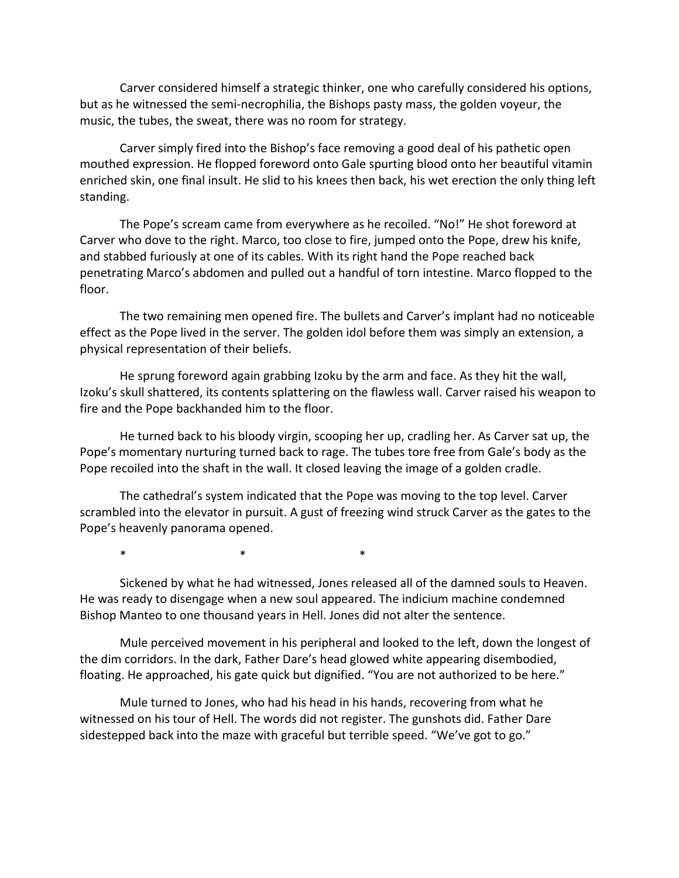Carver considered himself a strategic thinker, one who carefully considered his options, but as he witnessed the semi-necrophilia, the Bishops pasty mass, the golden voyeur, the music, the tubes, the sweat, there was no room for strategy.

Carver simply fired into the Bishop's face removing a good deal of his pathetic open mouthed expression. He flopped foreword onto Gale spurting blood onto her beautiful vitamin enriched skin, one final insult. He slid to his knees then back, his wet erection the only thing left standing.

The Pope's scream came from everywhere as he recoiled. "No!" He shot foreword at Carver who dove to the right. Marco, too close to fire, jumped onto the Pope, drew his knife, and stabbed furiously at one of its cables. With its right hand the Pope reached back penetrating Marco's abdomen and pulled out a handful of torn intestine. Marco flopped to the floor.

The two remaining men opened fire. The bullets and Carver's implant had no noticeable effect as the Pope lived in the server. The golden idol before them was simply an extension, a physical representation of their beliefs.

He sprung foreword again grabbing Izoku by the arm and face. As they hit the wall, Izoku's skull shattered, its contents splattering on the flawless wall. Carver raised his weapon to fire and the Pope backhanded him to the floor.

He turned back to his bloody virgin, scooping her up, cradling her. As Carver sat up, the Pope's momentary nurturing turned back to rage. The tubes tore free from Gale's body as the Pope recoiled into the shaft in the wall. It closed leaving the image of a golden cradle.

The cathedral's system indicated that the Pope was moving to the top level. Carver scrambled into the elevator in pursuit. A gust of freezing wind struck Carver as the gates to the Pope's heavenly panorama opened.

\*            \*            \*

Sickened by what he had witnessed, Jones released all of the damned souls to Heaven. He was ready to disengage when a new soul appeared. The indicium machine condemned Bishop Manteo to one thousand years in Hell. Jones did not alter the sentence.

Mule perceived movement in his peripheral and looked to the left, down the longest of the dim corridors. In the dark, Father Dare's head glowed white appearing disembodied, floating. He approached, his gate quick but dignified. "You are not authorized to be here."

Mule turned to Jones, who had his head in his hands, recovering from what he witnessed on his tour of Hell. The words did not register. The gunshots did. Father Dare sidestepped back into the maze with graceful but terrible speed. "We've got to go."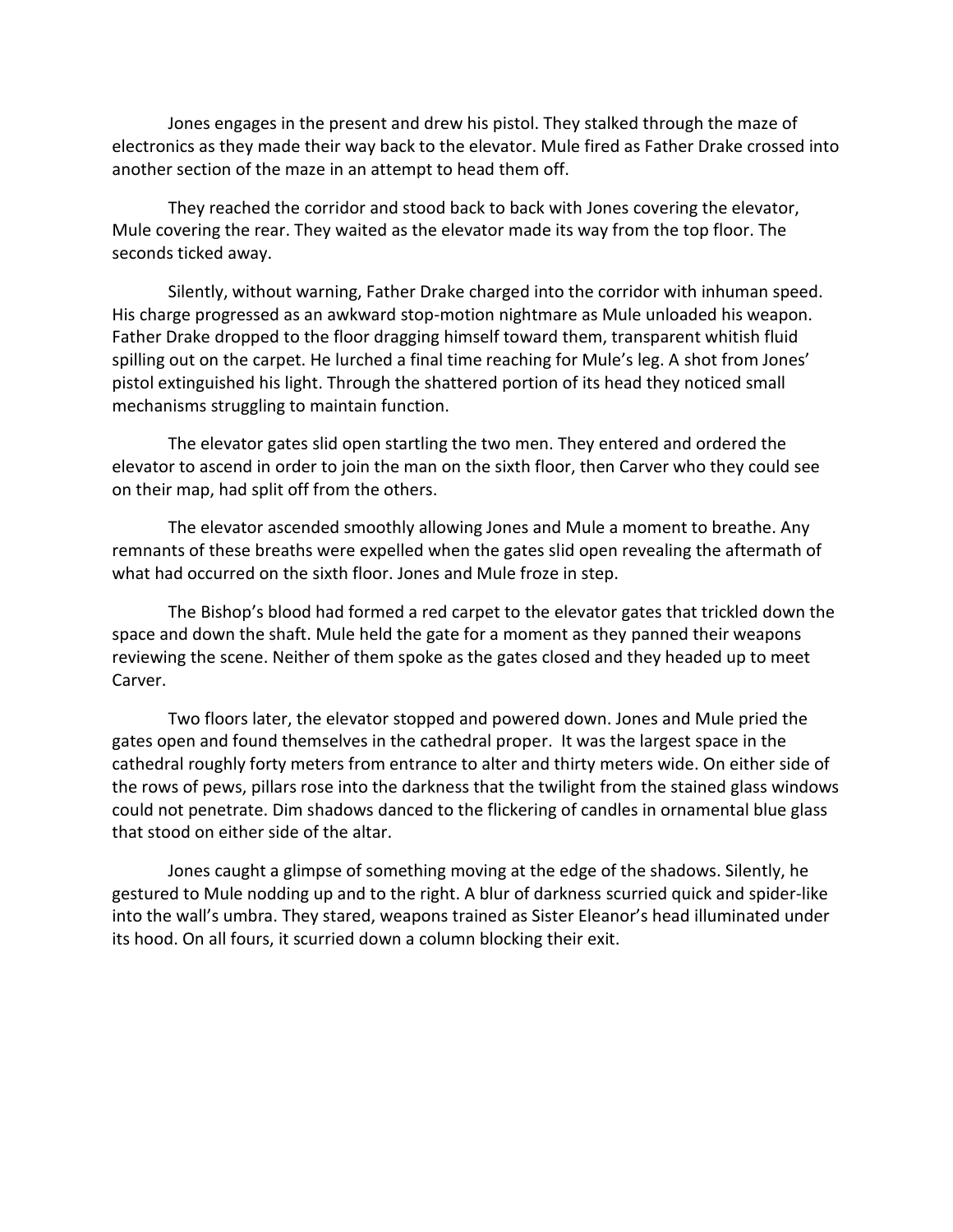Jones engages in the present and drew his pistol. They stalked through the maze of electronics as they made their way back to the elevator. Mule fired as Father Drake crossed into another section of the maze in an attempt to head them off.

They reached the corridor and stood back to back with Jones covering the elevator, Mule covering the rear. They waited as the elevator made its way from the top floor. The seconds ticked away.

Silently, without warning, Father Drake charged into the corridor with inhuman speed. His charge progressed as an awkward stop-motion nightmare as Mule unloaded his weapon. Father Drake dropped to the floor dragging himself toward them, transparent whitish fluid spilling out on the carpet. He lurched a final time reaching for Mule's leg. A shot from Jones' pistol extinguished his light. Through the shattered portion of its head they noticed small mechanisms struggling to maintain function.

The elevator gates slid open startling the two men. They entered and ordered the elevator to ascend in order to join the man on the sixth floor, then Carver who they could see on their map, had split off from the others.

The elevator ascended smoothly allowing Jones and Mule a moment to breathe. Any remnants of these breaths were expelled when the gates slid open revealing the aftermath of what had occurred on the sixth floor. Jones and Mule froze in step.

The Bishop's blood had formed a red carpet to the elevator gates that trickled down the space and down the shaft. Mule held the gate for a moment as they panned their weapons reviewing the scene. Neither of them spoke as the gates closed and they headed up to meet Carver.

Two floors later, the elevator stopped and powered down. Jones and Mule pried the gates open and found themselves in the cathedral proper. It was the largest space in the cathedral roughly forty meters from entrance to alter and thirty meters wide. On either side of the rows of pews, pillars rose into the darkness that the twilight from the stained glass windows could not penetrate. Dim shadows danced to the flickering of candles in ornamental blue glass that stood on either side of the altar.

Jones caught a glimpse of something moving at the edge of the shadows. Silently, he gestured to Mule nodding up and to the right. A blur of darkness scurried quick and spider-like into the wall's umbra. They stared, weapons trained as Sister Eleanor's head illuminated under its hood. On all fours, it scurried down a column blocking their exit.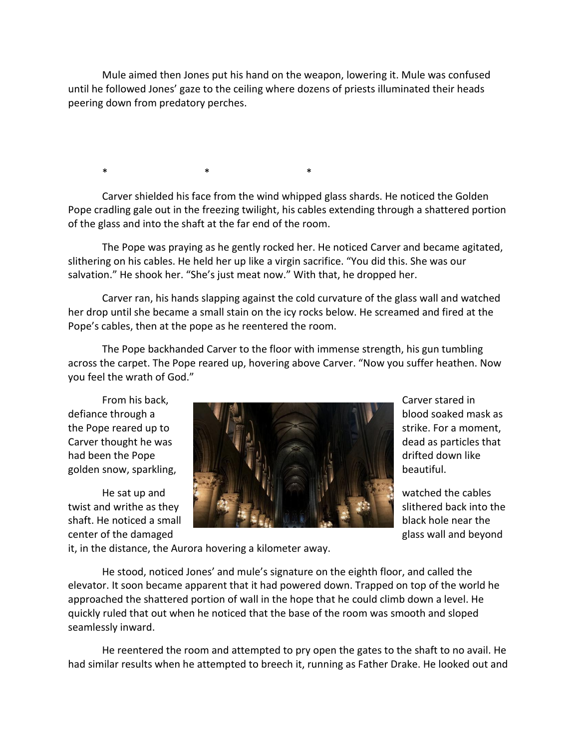Mule aimed then Jones put his hand on the weapon, lowering it. Mule was confused until he followed Jones' gaze to the ceiling where dozens of priests illuminated their heads peering down from predatory perches.

\*        \*        \*

Carver shielded his face from the wind whipped glass shards. He noticed the Golden Pope cradling gale out in the freezing twilight, his cables extending through a shattered portion of the glass and into the shaft at the far end of the room.

The Pope was praying as he gently rocked her. He noticed Carver and became agitated, slithering on his cables. He held her up like a virgin sacrifice. "You did this. She was our salvation." He shook her. "She's just meat now." With that, he dropped her.

Carver ran, his hands slapping against the cold curvature of the glass wall and watched her drop until she became a small stain on the icy rocks below. He screamed and fired at the Pope's cables, then at the pope as he reentered the room.

The Pope backhanded Carver to the floor with immense strength, his gun tumbling across the carpet. The Pope reared up, hovering above Carver. "Now you suffer heathen. Now you feel the wrath of God."

From his back, Carver stared in defiance through a blood soaked mask as the Pope reared up to strike. For a moment, Carver thought he was dead as particles that had been the Pope drifted down like golden snow, sparkling, beautiful.

He sat up and watched the cables twist and writhe as they slithered back into the shaft. He noticed a small black hole near the center of the damaged glass wall and beyond it, in the distance, the Aurora hovering a kilometer away.

He stood, noticed Jones' and mule's signature on the eighth floor, and called the elevator. It soon became apparent that it had powered down. Trapped on top of the world he approached the shattered portion of wall in the hope that he could climb down a level. He quickly ruled that out when he noticed that the base of the room was smooth and sloped seamlessly inward.

He reentered the room and attempted to pry open the gates to the shaft to no avail. He had similar results when he attempted to breech it, running as Father Drake. He looked out and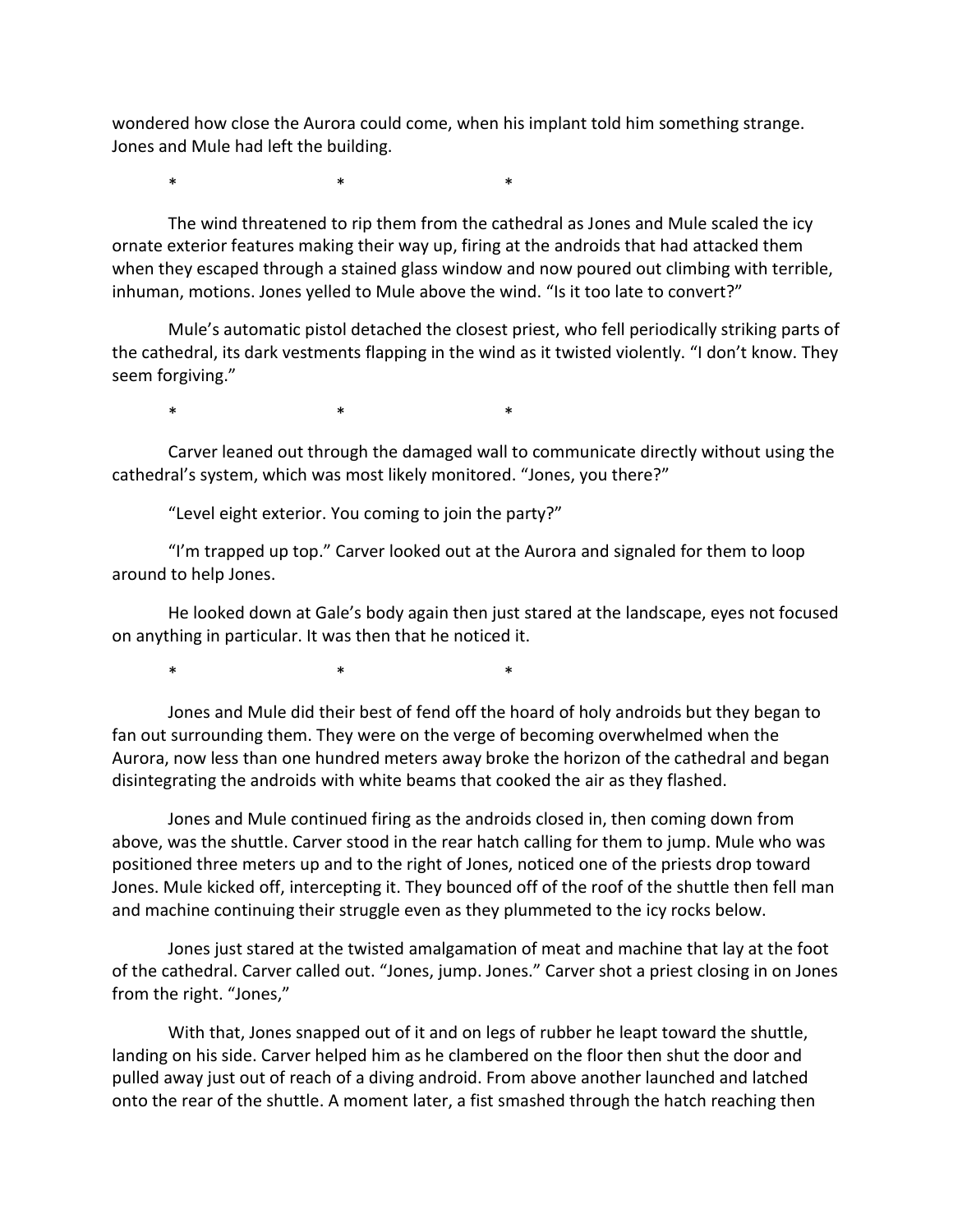wondered how close the Aurora could come, when his implant told him something strange. Jones and Mule had left the building.

\*                    \*                    \*

The wind threatened to rip them from the cathedral as Jones and Mule scaled the icy ornate exterior features making their way up, firing at the androids that had attacked them when they escaped through a stained glass window and now poured out climbing with terrible, inhuman, motions. Jones yelled to Mule above the wind. "Is it too late to convert?"

Mule's automatic pistol detached the closest priest, who fell periodically striking parts of the cathedral, its dark vestments flapping in the wind as it twisted violently. "I don't know. They seem forgiving."

\*                    \*                    \*

Carver leaned out through the damaged wall to communicate directly without using the cathedral's system, which was most likely monitored. "Jones, you there?"

"Level eight exterior. You coming to join the party?"

"I'm trapped up top." Carver looked out at the Aurora and signaled for them to loop around to help Jones.

He looked down at Gale's body again then just stared at the landscape, eyes not focused on anything in particular. It was then that he noticed it.

\*                    \*                    \*

Jones and Mule did their best of fend off the hoard of holy androids but they began to fan out surrounding them. They were on the verge of becoming overwhelmed when the Aurora, now less than one hundred meters away broke the horizon of the cathedral and began disintegrating the androids with white beams that cooked the air as they flashed.

Jones and Mule continued firing as the androids closed in, then coming down from above, was the shuttle. Carver stood in the rear hatch calling for them to jump. Mule who was positioned three meters up and to the right of Jones, noticed one of the priests drop toward Jones. Mule kicked off, intercepting it. They bounced off of the roof of the shuttle then fell man and machine continuing their struggle even as they plummeted to the icy rocks below.

Jones just stared at the twisted amalgamation of meat and machine that lay at the foot of the cathedral. Carver called out. "Jones, jump. Jones." Carver shot a priest closing in on Jones from the right. "Jones,"

With that, Jones snapped out of it and on legs of rubber he leapt toward the shuttle, landing on his side. Carver helped him as he clambered on the floor then shut the door and pulled away just out of reach of a diving android. From above another launched and latched onto the rear of the shuttle. A moment later, a fist smashed through the hatch reaching then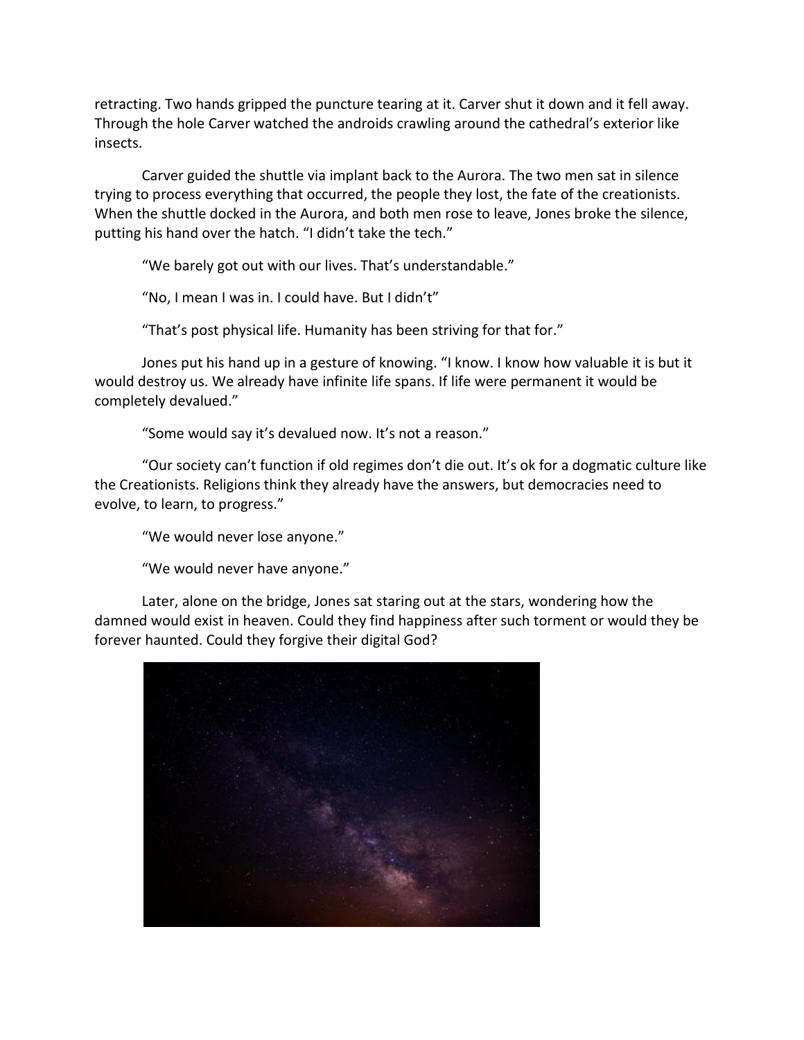retracting. Two hands gripped the puncture tearing at it. Carver shut it down and it fell away. Through the hole Carver watched the androids crawling around the cathedral's exterior like insects.

Carver guided the shuttle via implant back to the Aurora. The two men sat in silence trying to process everything that occurred, the people they lost, the fate of the creationists. When the shuttle docked in the Aurora, and both men rose to leave, Jones broke the silence, putting his hand over the hatch. "I didn't take the tech."

"We barely got out with our lives. That's understandable."

"No, I mean I was in. I could have. But I didn't"

"That's post physical life. Humanity has been striving for that for."

Jones put his hand up in a gesture of knowing. "I know. I know how valuable it is but it would destroy us. We already have infinite life spans. If life were permanent it would be completely devalued."

"Some would say it's devalued now. It's not a reason."

"Our society can't function if old regimes don't die out. It's ok for a dogmatic culture like the Creationists. Religions think they already have the answers, but democracies need to evolve, to learn, to progress."

"We would never lose anyone."

"We would never have anyone."

Later, alone on the bridge, Jones sat staring out at the stars, wondering how the damned would exist in heaven. Could they find happiness after such torment or would they be forever haunted. Could they forgive their digital God?